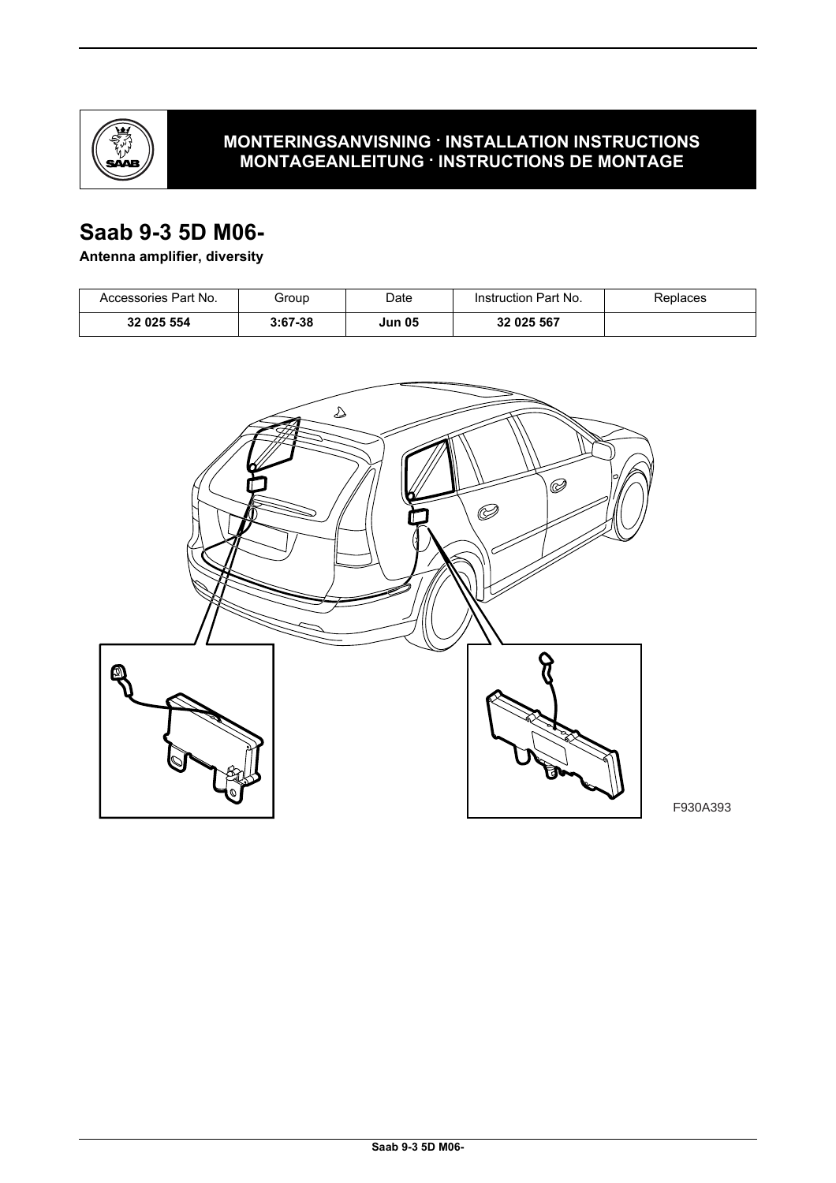**MONTERINGSANVISNING · INSTALLATION INSTRUCTIONS**
**MONTAGEANLEITUNG · INSTRUCTIONS DE MONTAGE**

# Saab 9-3 5D M06-

**Antenna amplifier, diversity**

| Accessories Part No. | Group | Date | Instruction Part No. | Replaces |
|---|---|---|---|---|
| **32 025 554** | **3:67-38** | **Jun 05** | **32 025 567** | |

F930A393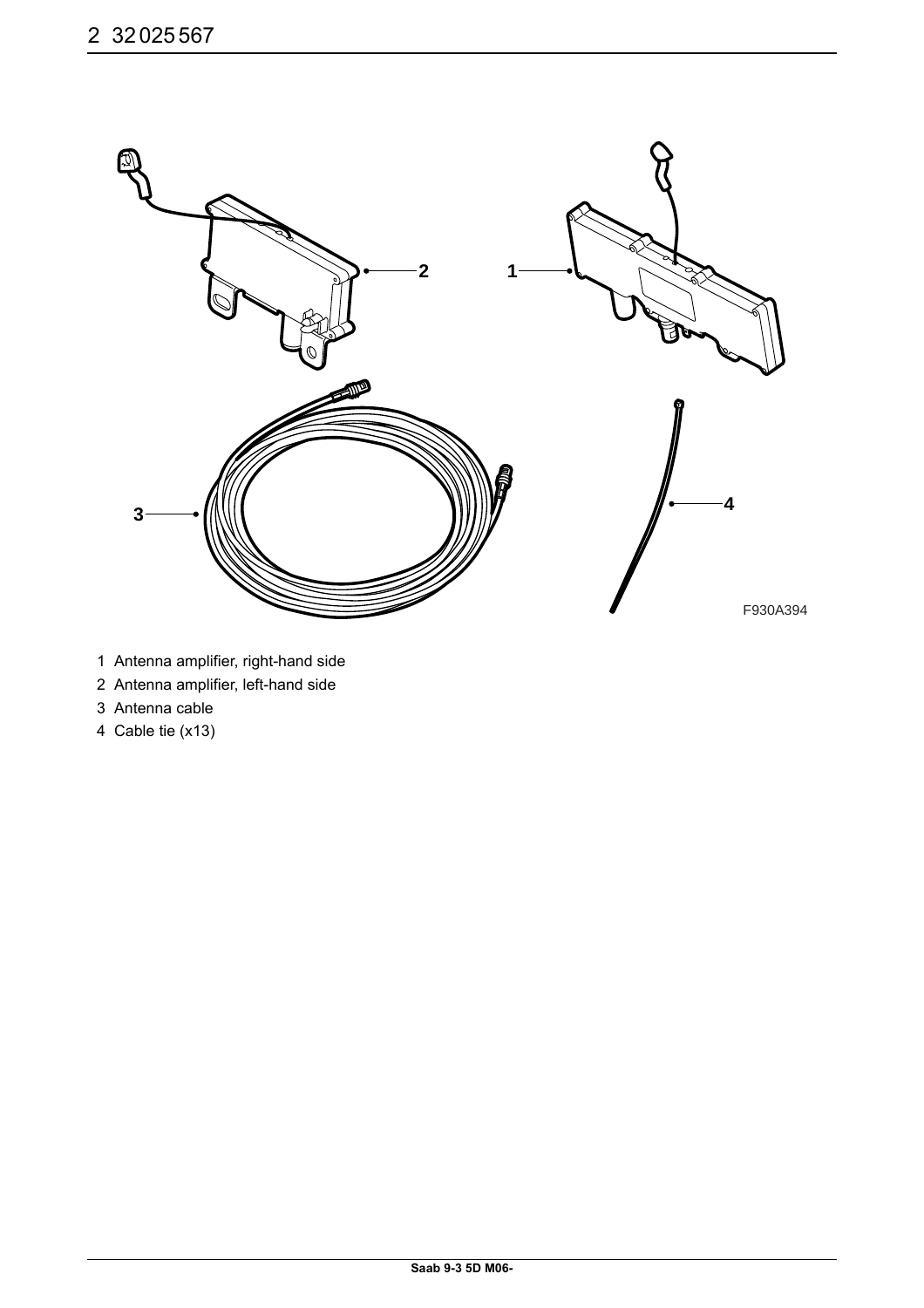F930A394

1 Antenna amplifier, right-hand side
2 Antenna amplifier, left-hand side
3 Antenna cable
4 Cable tie (x13)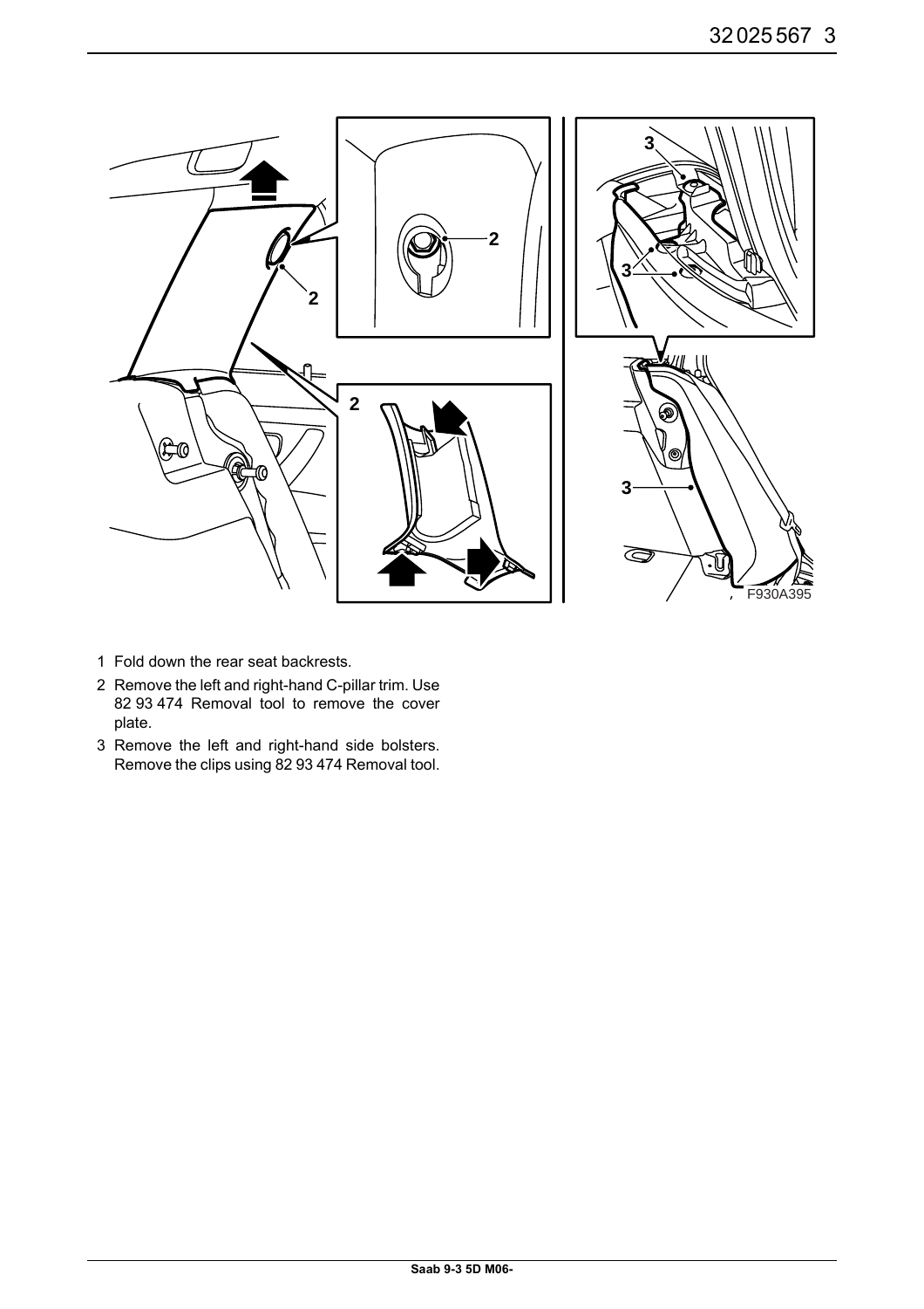1 Fold down the rear seat backrests.
2 Remove the left and right-hand C-pillar trim. Use 82 93 474 Removal tool to remove the cover plate.
3 Remove the left and right-hand side bolsters. Remove the clips using 82 93 474 Removal tool.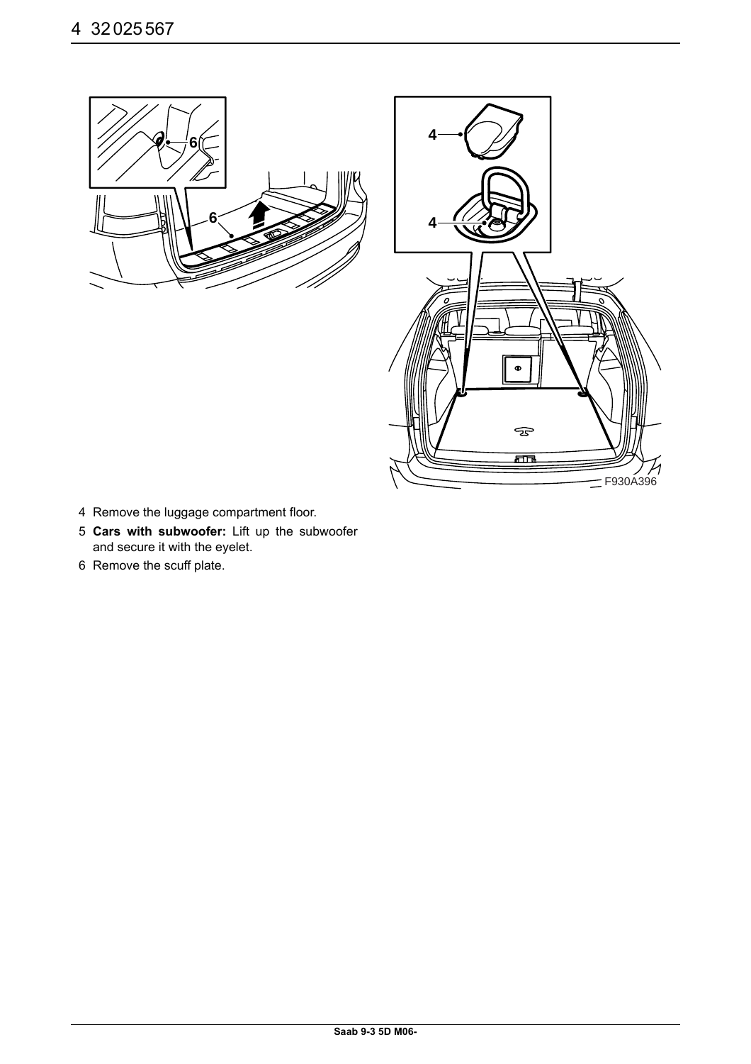4 Remove the luggage compartment floor.

5 **Cars with subwoofer:** Lift up the subwoofer and secure it with the eyelet.

6 Remove the scuff plate.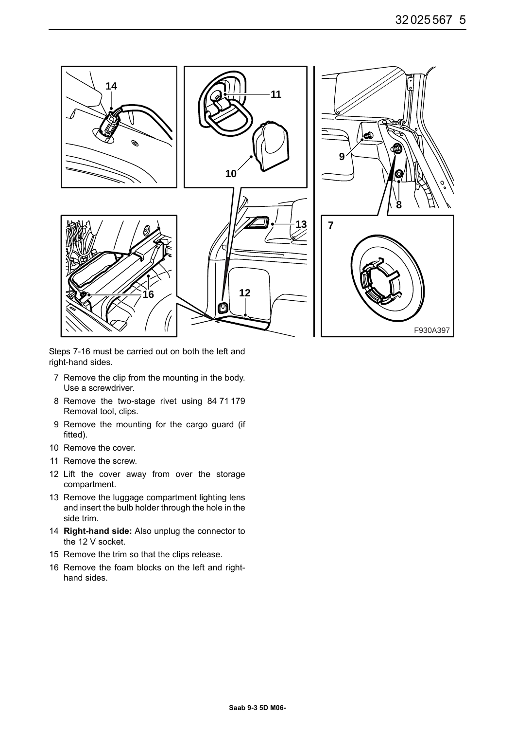Steps 7-16 must be carried out on both the left and right-hand sides.

7. Remove the clip from the mounting in the body. Use a screwdriver.
8. Remove the two-stage rivet using 84 71 179 Removal tool, clips.
9. Remove the mounting for the cargo guard (if fitted).
10. Remove the cover.
11. Remove the screw.
12. Lift the cover away from over the storage compartment.
13. Remove the luggage compartment lighting lens and insert the bulb holder through the hole in the side trim.
14. **Right-hand side:** Also unplug the connector to the 12 V socket.
15. Remove the trim so that the clips release.
16. Remove the foam blocks on the left and right-hand sides.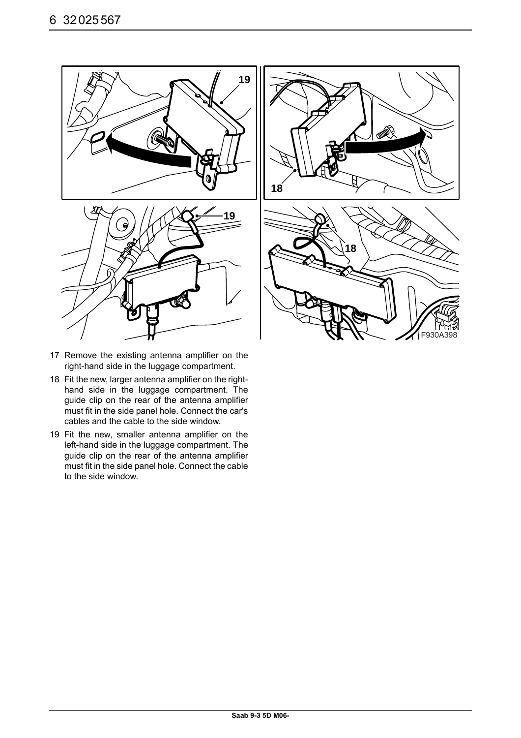17 Remove the existing antenna amplifier on the right-hand side in the luggage compartment.

18 Fit the new, larger antenna amplifier on the right-hand side in the luggage compartment. The guide clip on the rear of the antenna amplifier must fit in the side panel hole. Connect the car's cables and the cable to the side window.

19 Fit the new, smaller antenna amplifier on the left-hand side in the luggage compartment. The guide clip on the rear of the antenna amplifier must fit in the side panel hole. Connect the cable to the side window.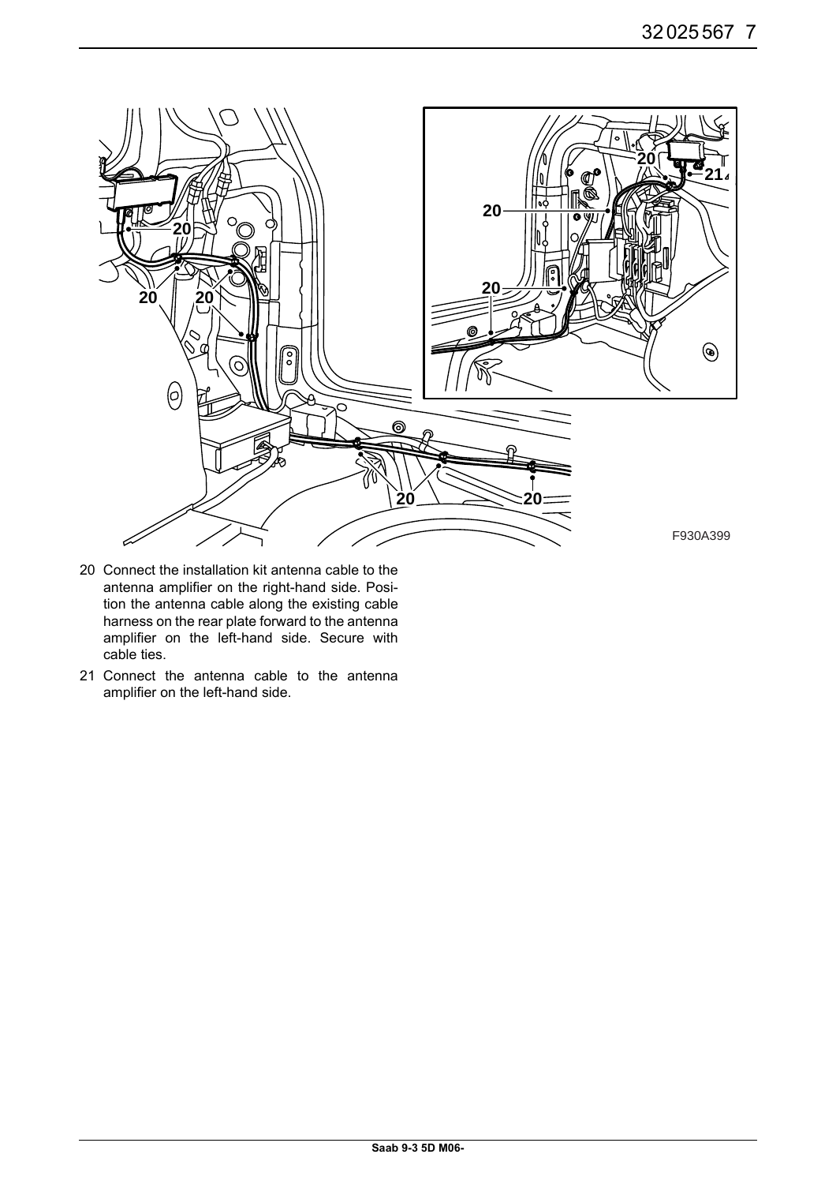F930A399

20 Connect the installation kit antenna cable to the antenna amplifier on the right-hand side. Position the antenna cable along the existing cable harness on the rear plate forward to the antenna amplifier on the left-hand side. Secure with cable ties.

21 Connect the antenna cable to the antenna amplifier on the left-hand side.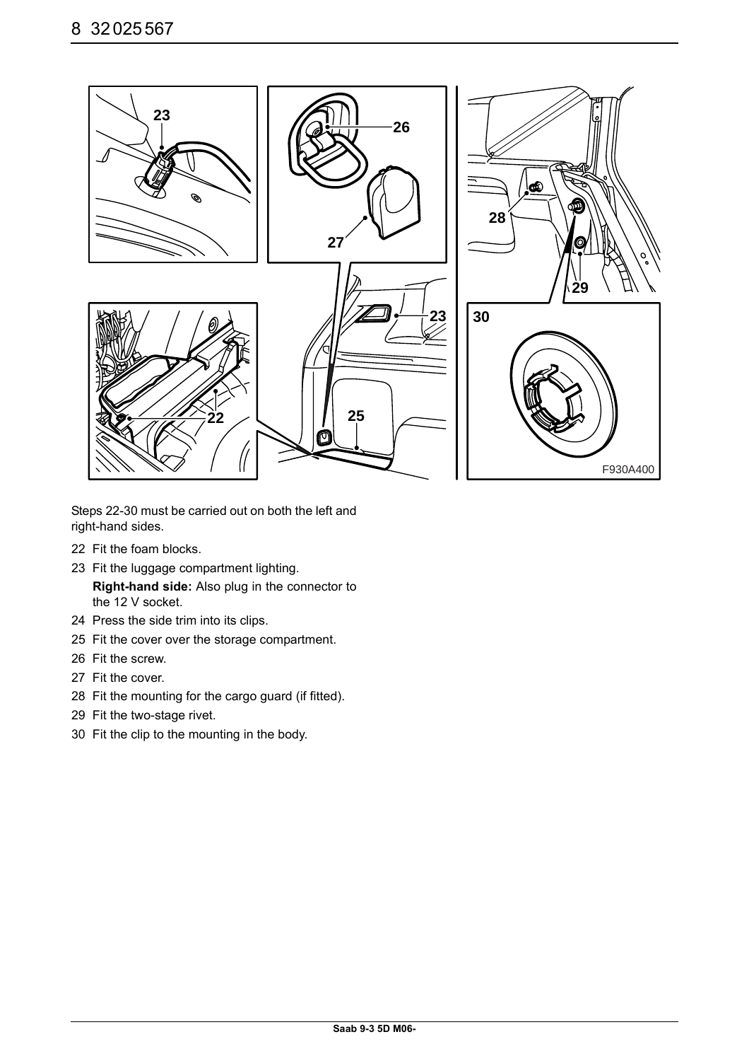Steps 22-30 must be carried out on both the left and right-hand sides.

22 Fit the foam blocks.

23 Fit the luggage compartment lighting.

   **Right-hand side:** Also plug in the connector to the 12 V socket.

24 Press the side trim into its clips.

25 Fit the cover over the storage compartment.

26 Fit the screw.

27 Fit the cover.

28 Fit the mounting for the cargo guard (if fitted).

29 Fit the two-stage rivet.

30 Fit the clip to the mounting in the body.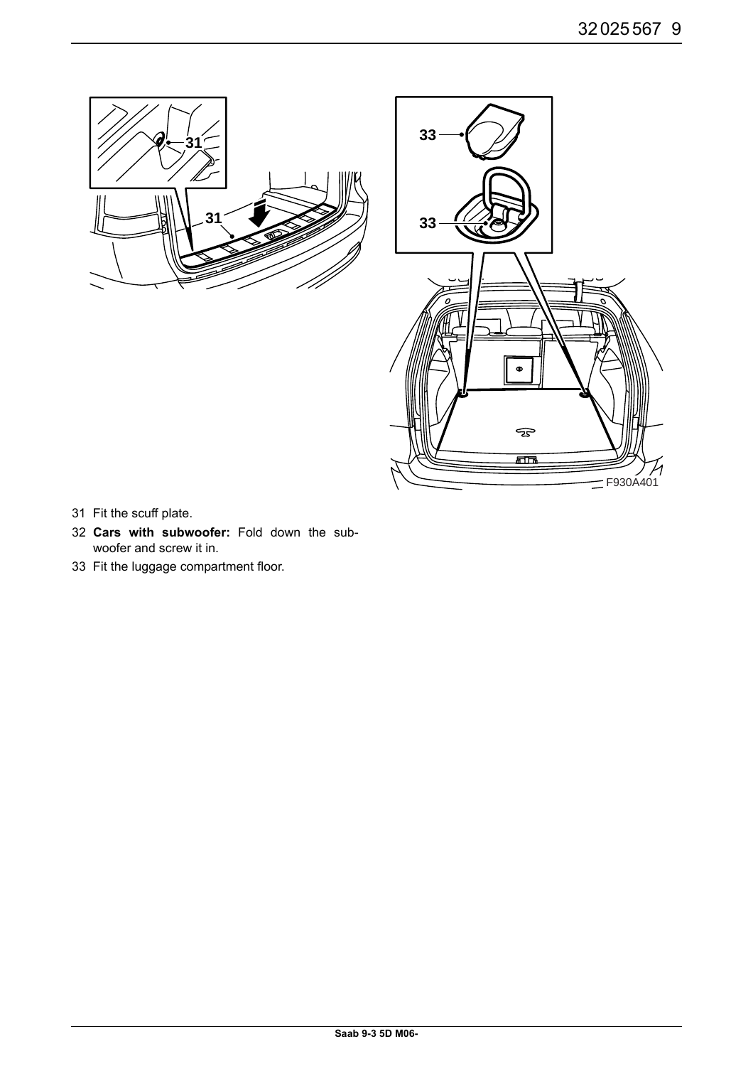31 Fit the scuff plate.

32 **Cars with subwoofer:** Fold down the sub-woofer and screw it in.

33 Fit the luggage compartment floor.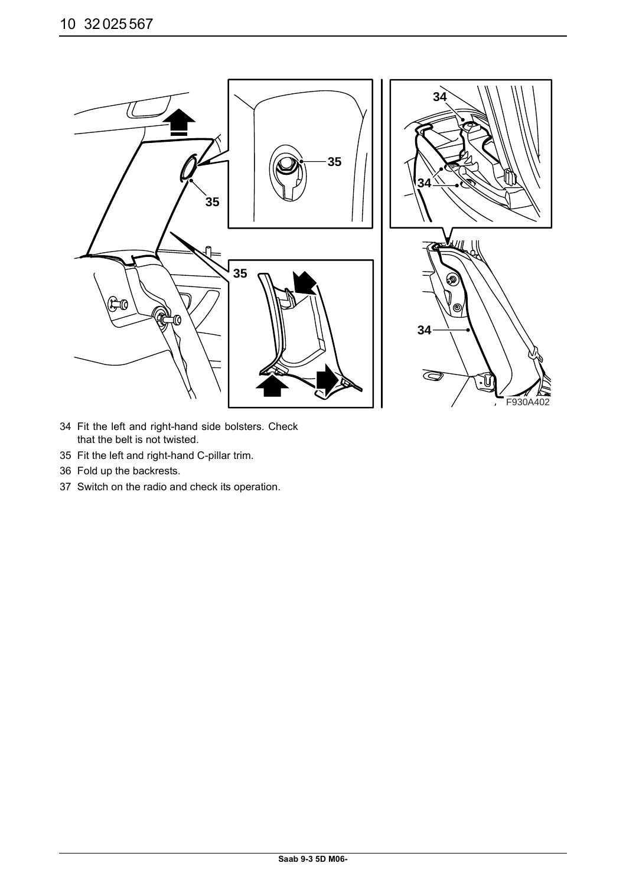34
35
35
35
34
34
34
F930A402

34 Fit the left and right-hand side bolsters. Check that the belt is not twisted.

35 Fit the left and right-hand C-pillar trim.

36 Fold up the backrests.

37 Switch on the radio and check its operation.